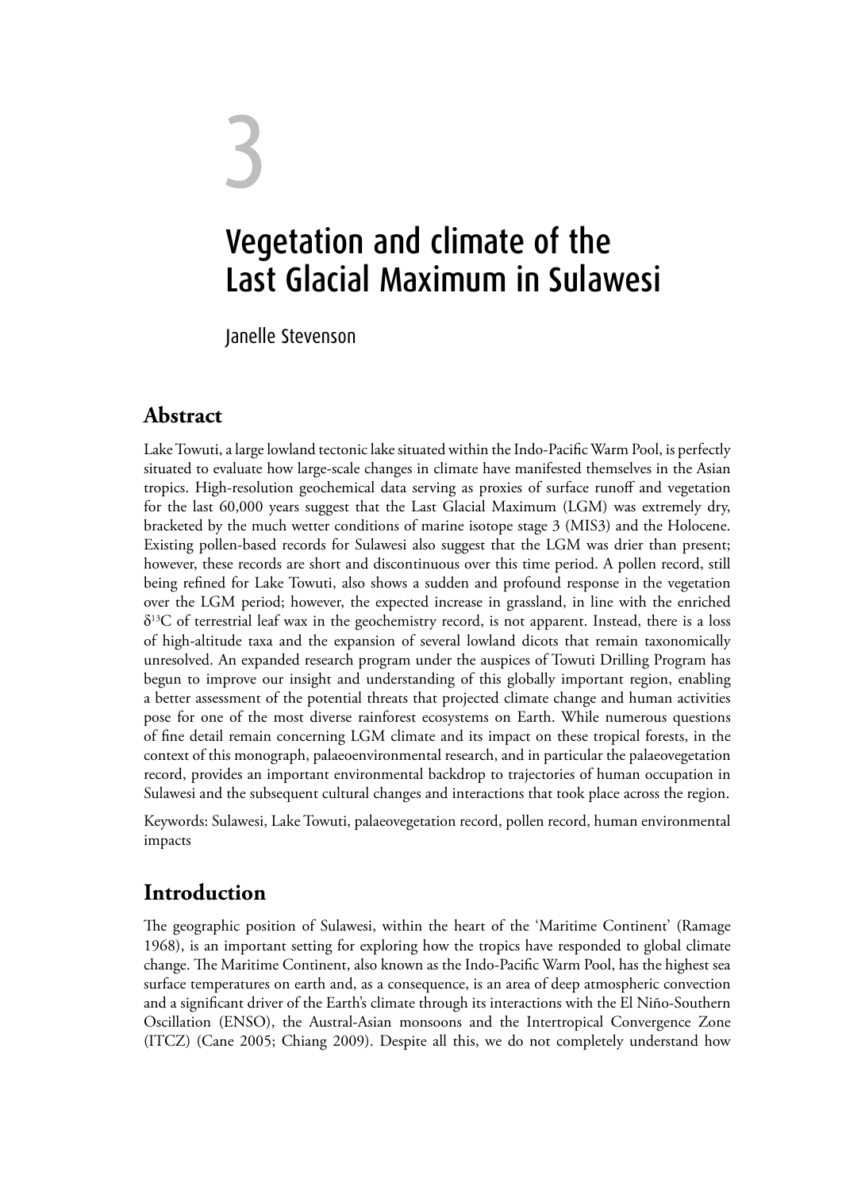# 3

# Vegetation and climate of the Last Glacial Maximum in Sulawesi

Janelle Stevenson

## Abstract

Lake Towuti, a large lowland tectonic lake situated within the Indo-Pacific Warm Pool, is perfectly situated to evaluate how large-scale changes in climate have manifested themselves in the Asian tropics. High-resolution geochemical data serving as proxies of surface runoff and vegetation for the last 60,000 years suggest that the Last Glacial Maximum (LGM) was extremely dry, bracketed by the much wetter conditions of marine isotope stage 3 (MIS3) and the Holocene. Existing pollen-based records for Sulawesi also suggest that the LGM was drier than present; however, these records are short and discontinuous over this time period. A pollen record, still being refined for Lake Towuti, also shows a sudden and profound response in the vegetation over the LGM period; however, the expected increase in grassland, in line with the enriched $\delta^{13}C$ of terrestrial leaf wax in the geochemistry record, is not apparent. Instead, there is a loss of high-altitude taxa and the expansion of several lowland dicots that remain taxonomically unresolved. An expanded research program under the auspices of Towuti Drilling Program has begun to improve our insight and understanding of this globally important region, enabling a better assessment of the potential threats that projected climate change and human activities pose for one of the most diverse rainforest ecosystems on Earth. While numerous questions of fine detail remain concerning LGM climate and its impact on these tropical forests, in the context of this monograph, palaeoenvironmental research, and in particular the palaeovegetation record, provides an important environmental backdrop to trajectories of human occupation in Sulawesi and the subsequent cultural changes and interactions that took place across the region.

Keywords: Sulawesi, Lake Towuti, palaeovegetation record, pollen record, human environmental impacts

## Introduction

The geographic position of Sulawesi, within the heart of the 'Maritime Continent' (Ramage 1968), is an important setting for exploring how the tropics have responded to global climate change. The Maritime Continent, also known as the Indo-Pacific Warm Pool, has the highest sea surface temperatures on earth and, as a consequence, is an area of deep atmospheric convection and a significant driver of the Earth's climate through its interactions with the El Niño-Southern Oscillation (ENSO), the Austral-Asian monsoons and the Intertropical Convergence Zone (ITCZ) (Cane 2005; Chiang 2009). Despite all this, we do not completely understand how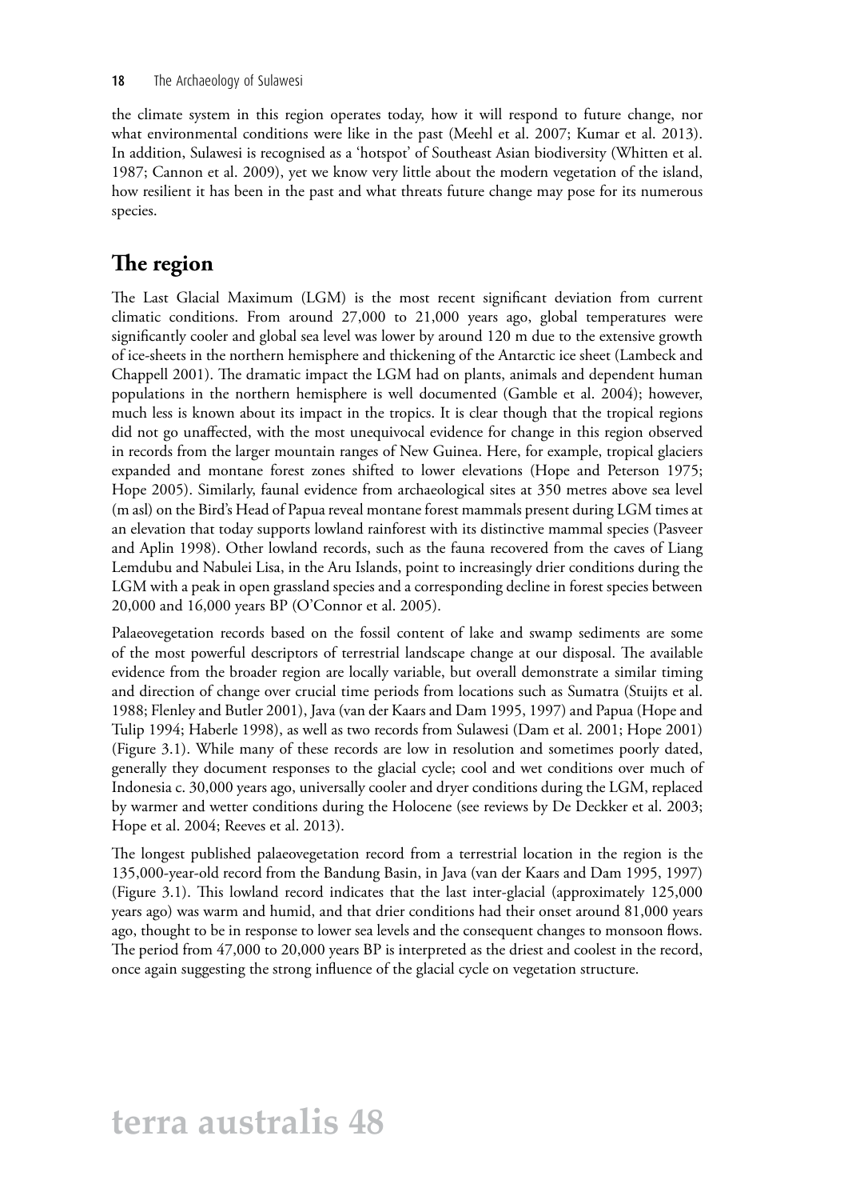the climate system in this region operates today, how it will respond to future change, nor what environmental conditions were like in the past (Meehl et al. 2007; Kumar et al. 2013). In addition, Sulawesi is recognised as a 'hotspot' of Southeast Asian biodiversity (Whitten et al. 1987; Cannon et al. 2009), yet we know very little about the modern vegetation of the island, how resilient it has been in the past and what threats future change may pose for its numerous species.

## The region

The Last Glacial Maximum (LGM) is the most recent significant deviation from current climatic conditions. From around 27,000 to 21,000 years ago, global temperatures were significantly cooler and global sea level was lower by around 120 m due to the extensive growth of ice-sheets in the northern hemisphere and thickening of the Antarctic ice sheet (Lambeck and Chappell 2001). The dramatic impact the LGM had on plants, animals and dependent human populations in the northern hemisphere is well documented (Gamble et al. 2004); however, much less is known about its impact in the tropics. It is clear though that the tropical regions did not go unaffected, with the most unequivocal evidence for change in this region observed in records from the larger mountain ranges of New Guinea. Here, for example, tropical glaciers expanded and montane forest zones shifted to lower elevations (Hope and Peterson 1975; Hope 2005). Similarly, faunal evidence from archaeological sites at 350 metres above sea level (m asl) on the Bird's Head of Papua reveal montane forest mammals present during LGM times at an elevation that today supports lowland rainforest with its distinctive mammal species (Pasveer and Aplin 1998). Other lowland records, such as the fauna recovered from the caves of Liang Lemdubu and Nabulei Lisa, in the Aru Islands, point to increasingly drier conditions during the LGM with a peak in open grassland species and a corresponding decline in forest species between 20,000 and 16,000 years BP (O'Connor et al. 2005).

Palaeovegetation records based on the fossil content of lake and swamp sediments are some of the most powerful descriptors of terrestrial landscape change at our disposal. The available evidence from the broader region are locally variable, but overall demonstrate a similar timing and direction of change over crucial time periods from locations such as Sumatra (Stuijts et al. 1988; Flenley and Butler 2001), Java (van der Kaars and Dam 1995, 1997) and Papua (Hope and Tulip 1994; Haberle 1998), as well as two records from Sulawesi (Dam et al. 2001; Hope 2001) (Figure 3.1). While many of these records are low in resolution and sometimes poorly dated, generally they document responses to the glacial cycle; cool and wet conditions over much of Indonesia c. 30,000 years ago, universally cooler and dryer conditions during the LGM, replaced by warmer and wetter conditions during the Holocene (see reviews by De Deckker et al. 2003; Hope et al. 2004; Reeves et al. 2013).

The longest published palaeovegetation record from a terrestrial location in the region is the 135,000-year-old record from the Bandung Basin, in Java (van der Kaars and Dam 1995, 1997) (Figure 3.1). This lowland record indicates that the last inter-glacial (approximately 125,000 years ago) was warm and humid, and that drier conditions had their onset around 81,000 years ago, thought to be in response to lower sea levels and the consequent changes to monsoon flows. The period from 47,000 to 20,000 years BP is interpreted as the driest and coolest in the record, once again suggesting the strong influence of the glacial cycle on vegetation structure.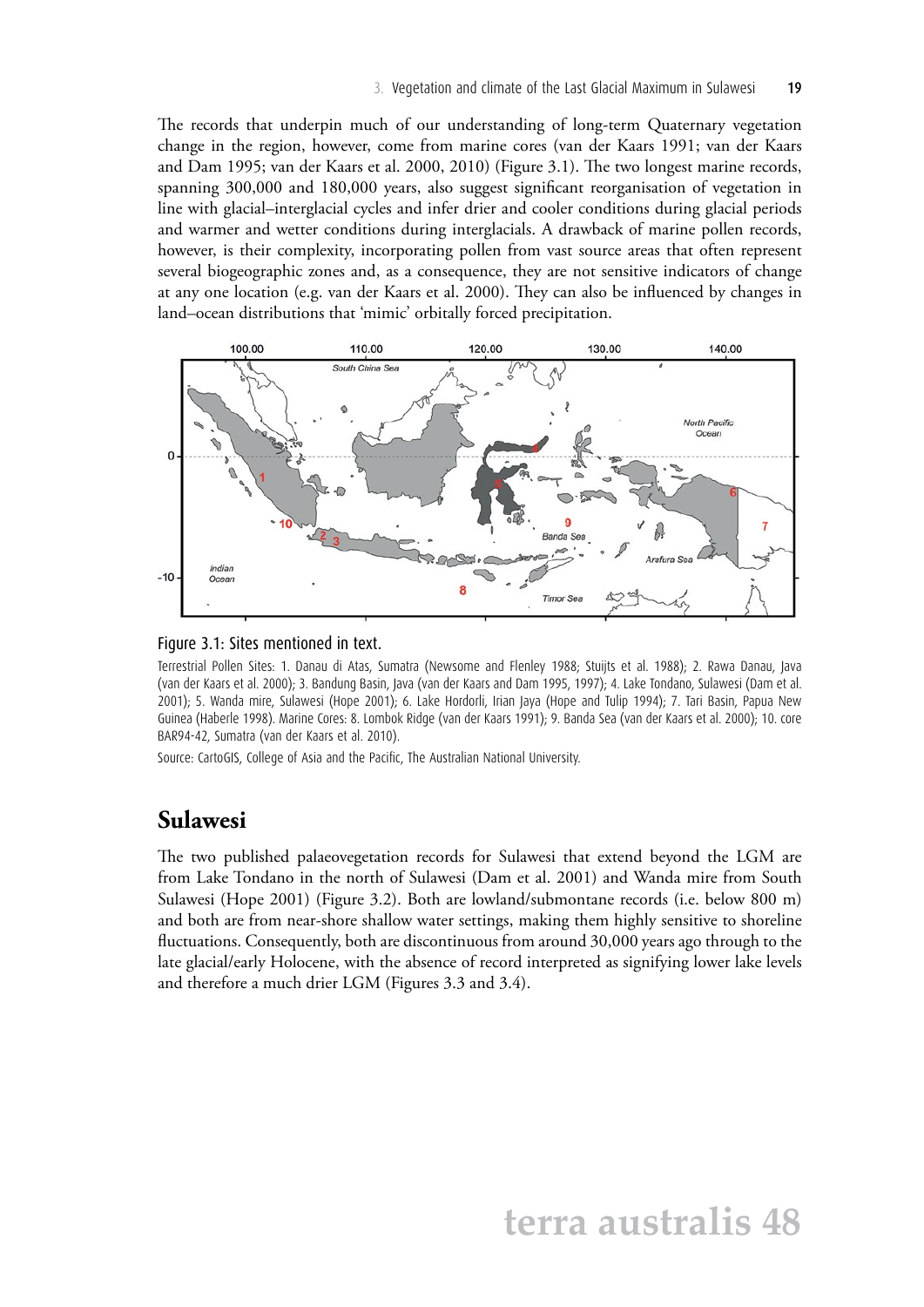The records that underpin much of our understanding of long-term Quaternary vegetation change in the region, however, come from marine cores (van der Kaars 1991; van der Kaars and Dam 1995; van der Kaars et al. 2000, 2010) (Figure 3.1). The two longest marine records, spanning 300,000 and 180,000 years, also suggest significant reorganisation of vegetation in line with glacial–interglacial cycles and infer drier and cooler conditions during glacial periods and warmer and wetter conditions during interglacials. A drawback of marine pollen records, however, is their complexity, incorporating pollen from vast source areas that often represent several biogeographic zones and, as a consequence, they are not sensitive indicators of change at any one location (e.g. van der Kaars et al. 2000). They can also be influenced by changes in land–ocean distributions that 'mimic' orbitally forced precipitation.

Figure 3.1: Sites mentioned in text.

Terrestrial Pollen Sites: 1. Danau di Atas, Sumatra (Newsome and Flenley 1988; Stuijts et al. 1988); 2. Rawa Danau, Java (van der Kaars et al. 2000); 3. Bandung Basin, Java (van der Kaars and Dam 1995, 1997); 4. Lake Tondano, Sulawesi (Dam et al. 2001); 5. Wanda mire, Sulawesi (Hope 2001); 6. Lake Hordorli, Irian Jaya (Hope and Tulip 1994); 7. Tari Basin, Papua New Guinea (Haberle 1998). Marine Cores: 8. Lombok Ridge (van der Kaars 1991); 9. Banda Sea (van der Kaars et al. 2000); 10. core BAR94-42, Sumatra (van der Kaars et al. 2010).

Source: CartoGIS, College of Asia and the Pacific, The Australian National University.

## Sulawesi

The two published palaeovegetation records for Sulawesi that extend beyond the LGM are from Lake Tondano in the north of Sulawesi (Dam et al. 2001) and Wanda mire from South Sulawesi (Hope 2001) (Figure 3.2). Both are lowland/submontane records (i.e. below 800 m) and both are from near-shore shallow water settings, making them highly sensitive to shoreline fluctuations. Consequently, both are discontinuous from around 30,000 years ago through to the late glacial/early Holocene, with the absence of record interpreted as signifying lower lake levels and therefore a much drier LGM (Figures 3.3 and 3.4).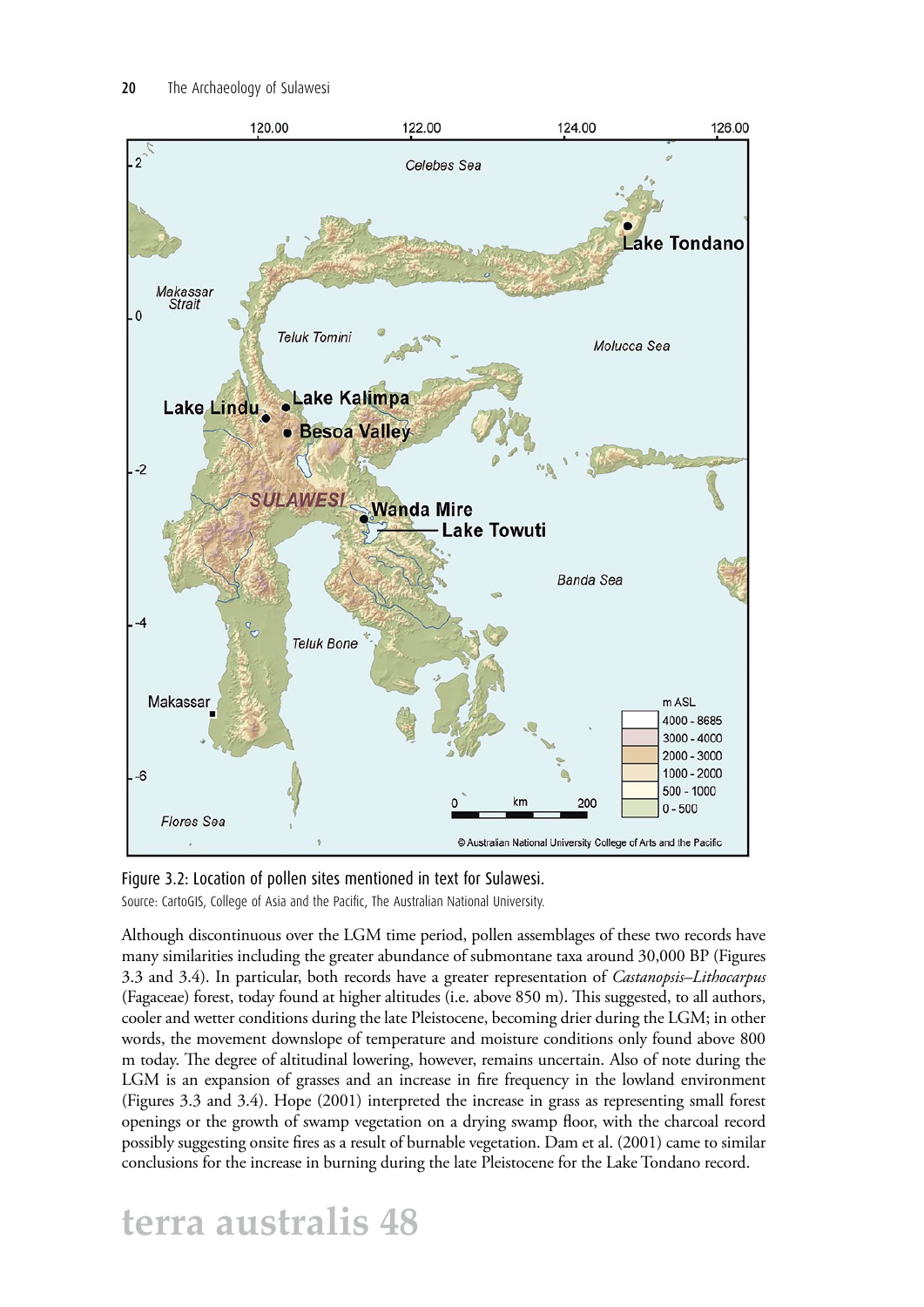Figure 3.2: Location of pollen sites mentioned in text for Sulawesi.

Source: CartoGIS, College of Asia and the Pacific, The Australian National University.

Although discontinuous over the LGM time period, pollen assemblages of these two records have many similarities including the greater abundance of submontane taxa around 30,000 BP (Figures 3.3 and 3.4). In particular, both records have a greater representation of *Castanopsis–Lithocarpus* (Fagaceae) forest, today found at higher altitudes (i.e. above 850 m). This suggested, to all authors, cooler and wetter conditions during the late Pleistocene, becoming drier during the LGM; in other words, the movement downslope of temperature and moisture conditions only found above 800 m today. The degree of altitudinal lowering, however, remains uncertain. Also of note during the LGM is an expansion of grasses and an increase in fire frequency in the lowland environment (Figures 3.3 and 3.4). Hope (2001) interpreted the increase in grass as representing small forest openings or the growth of swamp vegetation on a drying swamp floor, with the charcoal record possibly suggesting onsite fires as a result of burnable vegetation. Dam et al. (2001) came to similar conclusions for the increase in burning during the late Pleistocene for the Lake Tondano record.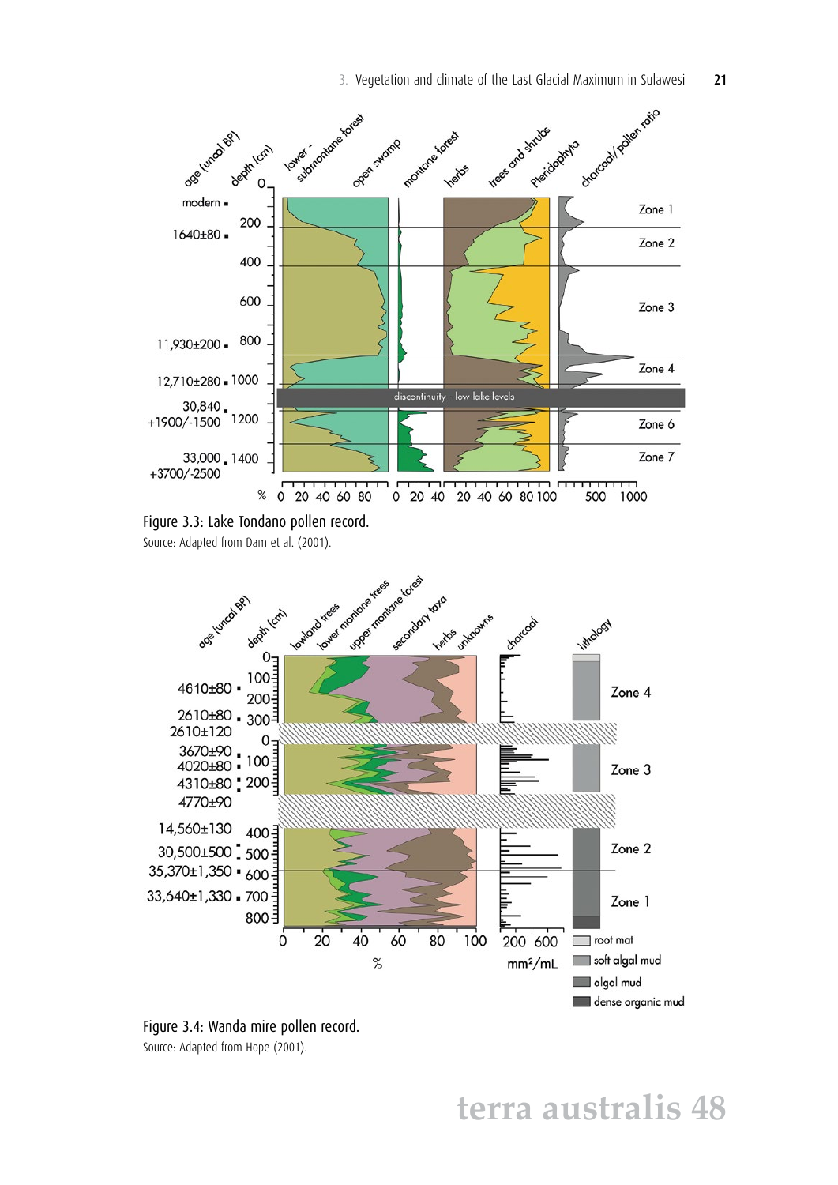Figure 3.3: Lake Tondano pollen record.

Source: Adapted from Dam et al. (2001).

Figure 3.4: Wanda mire pollen record.

Source: Adapted from Hope (2001).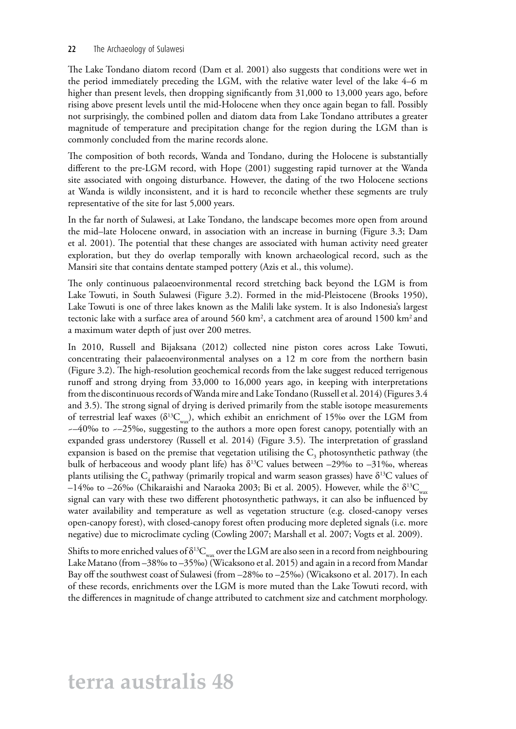The Lake Tondano diatom record (Dam et al. 2001) also suggests that conditions were wet in the period immediately preceding the LGM, with the relative water level of the lake 4–6 m higher than present levels, then dropping significantly from 31,000 to 13,000 years ago, before rising above present levels until the mid-Holocene when they once again began to fall. Possibly not surprisingly, the combined pollen and diatom data from Lake Tondano attributes a greater magnitude of temperature and precipitation change for the region during the LGM than is commonly concluded from the marine records alone.

The composition of both records, Wanda and Tondano, during the Holocene is substantially different to the pre-LGM record, with Hope (2001) suggesting rapid turnover at the Wanda site associated with ongoing disturbance. However, the dating of the two Holocene sections at Wanda is wildly inconsistent, and it is hard to reconcile whether these segments are truly representative of the site for last 5,000 years.

In the far north of Sulawesi, at Lake Tondano, the landscape becomes more open from around the mid–late Holocene onward, in association with an increase in burning (Figure 3.3; Dam et al. 2001). The potential that these changes are associated with human activity need greater exploration, but they do overlap temporally with known archaeological record, such as the Mansiri site that contains dentate stamped pottery (Azis et al., this volume).

The only continuous palaeoenvironmental record stretching back beyond the LGM is from Lake Towuti, in South Sulawesi (Figure 3.2). Formed in the mid-Pleistocene (Brooks 1950), Lake Towuti is one of three lakes known as the Malili lake system. It is also Indonesia's largest tectonic lake with a surface area of around 560 km$^2$, a catchment area of around 1500 km$^2$ and a maximum water depth of just over 200 metres.

In 2010, Russell and Bijaksana (2012) collected nine piston cores across Lake Towuti, concentrating their palaeoenvironmental analyses on a 12 m core from the northern basin (Figure 3.2). The high-resolution geochemical records from the lake suggest reduced terrigenous runoff and strong drying from 33,000 to 16,000 years ago, in keeping with interpretations from the discontinuous records of Wanda mire and Lake Tondano (Russell et al. 2014) (Figures 3.4 and 3.5). The strong signal of drying is derived primarily from the stable isotope measurements of terrestrial leaf waxes ($\delta^{13}C_{wax}$), which exhibit an enrichment of 15‰ over the LGM from ~–40‰ to ~–25‰, suggesting to the authors a more open forest canopy, potentially with an expanded grass understorey (Russell et al. 2014) (Figure 3.5). The interpretation of grassland expansion is based on the premise that vegetation utilising the $C_3$ photosynthetic pathway (the bulk of herbaceous and woody plant life) has $\delta^{13}C$ values between –29‰ to –31‰, whereas plants utilising the $C_4$ pathway (primarily tropical and warm season grasses) have $\delta^{13}C$ values of –14‰ to –26‰ (Chikaraishi and Naraoka 2003; Bi et al. 2005). However, while the $\delta^{13}C_{wax}$ signal can vary with these two different photosynthetic pathways, it can also be influenced by water availability and temperature as well as vegetation structure (e.g. closed-canopy verses open-canopy forest), with closed-canopy forest often producing more depleted signals (i.e. more negative) due to microclimate cycling (Cowling 2007; Marshall et al. 2007; Vogts et al. 2009).

Shifts to more enriched values of $\delta^{13}C_{wax}$ over the LGM are also seen in a record from neighbouring Lake Matano (from –38‰ to –35‰) (Wicaksono et al. 2015) and again in a record from Mandar Bay off the southwest coast of Sulawesi (from –28‰ to –25‰) (Wicaksono et al. 2017). In each of these records, enrichments over the LGM is more muted than the Lake Towuti record, with the differences in magnitude of change attributed to catchment size and catchment morphology.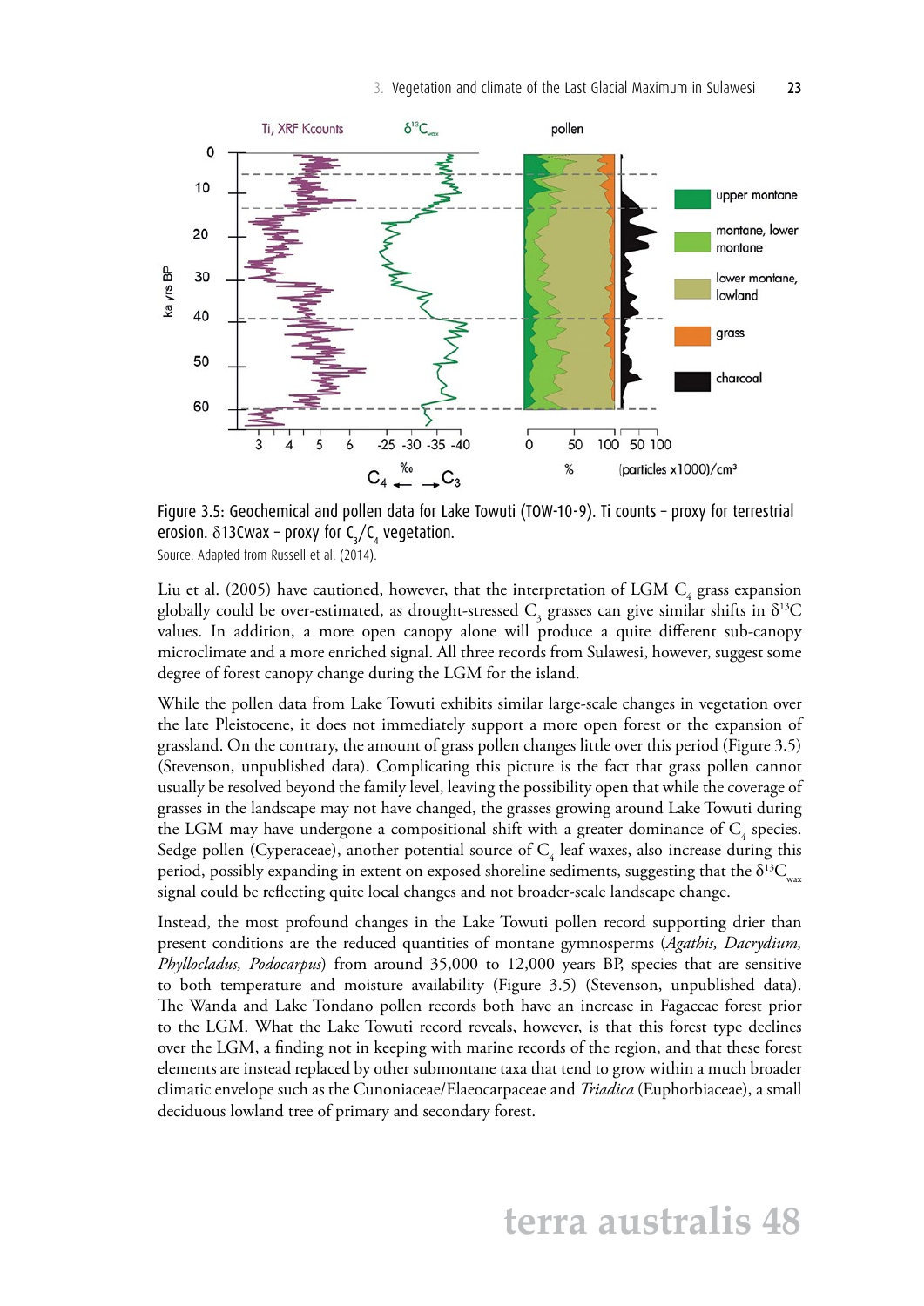Figure 3.5: Geochemical and pollen data for Lake Towuti (TOW-10-9). Ti counts – proxy for terrestrial erosion. δ13Cwax – proxy for $C_3/C_4$ vegetation.

Source: Adapted from Russell et al. (2014).

Liu et al. (2005) have cautioned, however, that the interpretation of LGM $C_4$ grass expansion globally could be over-estimated, as drought-stressed $C_3$ grasses can give similar shifts in $\delta^{13}C$ values. In addition, a more open canopy alone will produce a quite different sub-canopy microclimate and a more enriched signal. All three records from Sulawesi, however, suggest some degree of forest canopy change during the LGM for the island.

While the pollen data from Lake Towuti exhibits similar large-scale changes in vegetation over the late Pleistocene, it does not immediately support a more open forest or the expansion of grassland. On the contrary, the amount of grass pollen changes little over this period (Figure 3.5) (Stevenson, unpublished data). Complicating this picture is the fact that grass pollen cannot usually be resolved beyond the family level, leaving the possibility open that while the coverage of grasses in the landscape may not have changed, the grasses growing around Lake Towuti during the LGM may have undergone a compositional shift with a greater dominance of $C_4$ species. Sedge pollen (Cyperaceae), another potential source of $C_4$ leaf waxes, also increase during this period, possibly expanding in extent on exposed shoreline sediments, suggesting that the $\delta^{13}C_{wax}$ signal could be reflecting quite local changes and not broader-scale landscape change.

Instead, the most profound changes in the Lake Towuti pollen record supporting drier than present conditions are the reduced quantities of montane gymnosperms (*Agathis, Dacrydium, Phyllocladus, Podocarpus*) from around 35,000 to 12,000 years BP, species that are sensitive to both temperature and moisture availability (Figure 3.5) (Stevenson, unpublished data). The Wanda and Lake Tondano pollen records both have an increase in Fagaceae prior to the LGM. What the Lake Towuti record reveals, however, is that this forest type declines over the LGM, a finding not in keeping with marine records of the region, and that these forest elements are instead replaced by other submontane taxa that tend to grow within a much broader climatic envelope such as the Cunoniaceae/Elaeocarpaceae and *Triadica* (Euphorbiaceae), a small deciduous lowland tree of primary and secondary forest.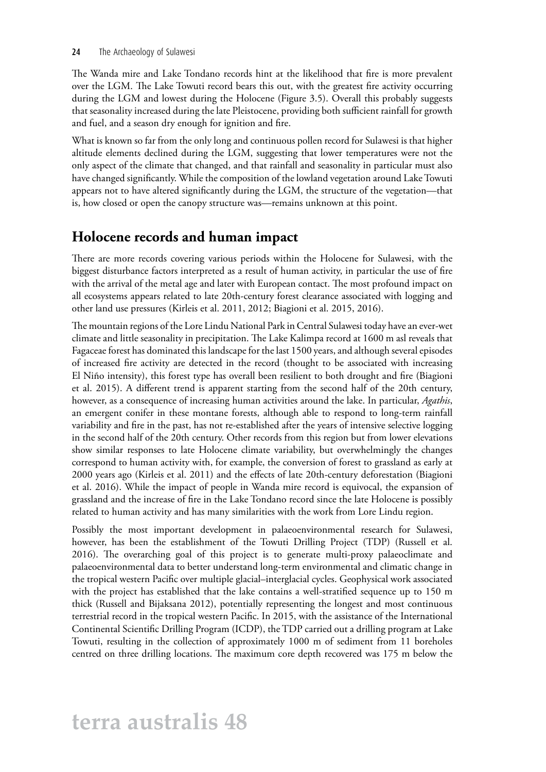The Wanda mire and Lake Tondano records hint at the likelihood that fire is more prevalent over the LGM. The Lake Towuti record bears this out, with the greatest fire activity occurring during the LGM and lowest during the Holocene (Figure 3.5). Overall this probably suggests that seasonality increased during the late Pleistocene, providing both sufficient rainfall for growth and fuel, and a season dry enough for ignition and fire.

What is known so far from the only long and continuous pollen record for Sulawesi is that higher altitude elements declined during the LGM, suggesting that lower temperatures were not the only aspect of the climate that changed, and that rainfall and seasonality in particular must also have changed significantly. While the composition of the lowland vegetation around Lake Towuti appears not to have altered significantly during the LGM, the structure of the vegetation—that is, how closed or open the canopy structure was—remains unknown at this point.

## Holocene records and human impact

There are more records covering various periods within the Holocene for Sulawesi, with the biggest disturbance factors interpreted as a result of human activity, in particular the use of fire with the arrival of the metal age and later with European contact. The most profound impact on all ecosystems appears related to late 20th-century forest clearance associated with logging and other land use pressures (Kirleis et al. 2011, 2012; Biagioni et al. 2015, 2016).

The mountain regions of the Lore Lindu National Park in Central Sulawesi today have an ever-wet climate and little seasonality in precipitation. The Lake Kalimpa record at 1600 m asl reveals that Fagaceae forest has dominated this landscape for the last 1500 years, and although several episodes of increased fire activity are detected in the record (thought to be associated with increasing El Niño intensity), this forest type has overall been resilient to both drought and fire (Biagioni et al. 2015). A different trend is apparent starting from the second half of the 20th century, however, as a consequence of increasing human activities around the lake. In particular, *Agathis*, an emergent conifer in these montane forests, although able to respond to long-term rainfall variability and fire in the past, has not re-established after the years of intensive selective logging in the second half of the 20th century. Other records from this region but from lower elevations show similar responses to late Holocene climate variability, but overwhelmingly the changes correspond to human activity with, for example, the conversion of forest to grassland as early at 2000 years ago (Kirleis et al. 2011) and the effects of late 20th-century deforestation (Biagioni et al. 2016). While the impact of people in Wanda mire record is equivocal, the expansion of grassland and the increase of fire in the Lake Tondano record since the late Holocene is possibly related to human activity and has many similarities with the work from Lore Lindu region.

Possibly the most important development in palaeoenvironmental research for Sulawesi, however, has been the establishment of the Towuti Drilling Project (TDP) (Russell et al. 2016). The overarching goal of this project is to generate multi-proxy palaeoclimate and palaeoenvironmental data to better understand long-term environmental and climatic change in the tropical western Pacific over multiple glacial–interglacial cycles. Geophysical work associated with the project has established that the lake contains a well-stratified sequence up to 150 m thick (Russell and Bijaksana 2012), potentially representing the longest and most continuous terrestrial record in the tropical western Pacific. In 2015, with the assistance of the International Continental Scientific Drilling Program (ICDP), the TDP carried out a drilling program at Lake Towuti, resulting in the collection of approximately 1000 m of sediment from 11 boreholes centred on three drilling locations. The maximum core depth recovered was 175 m below the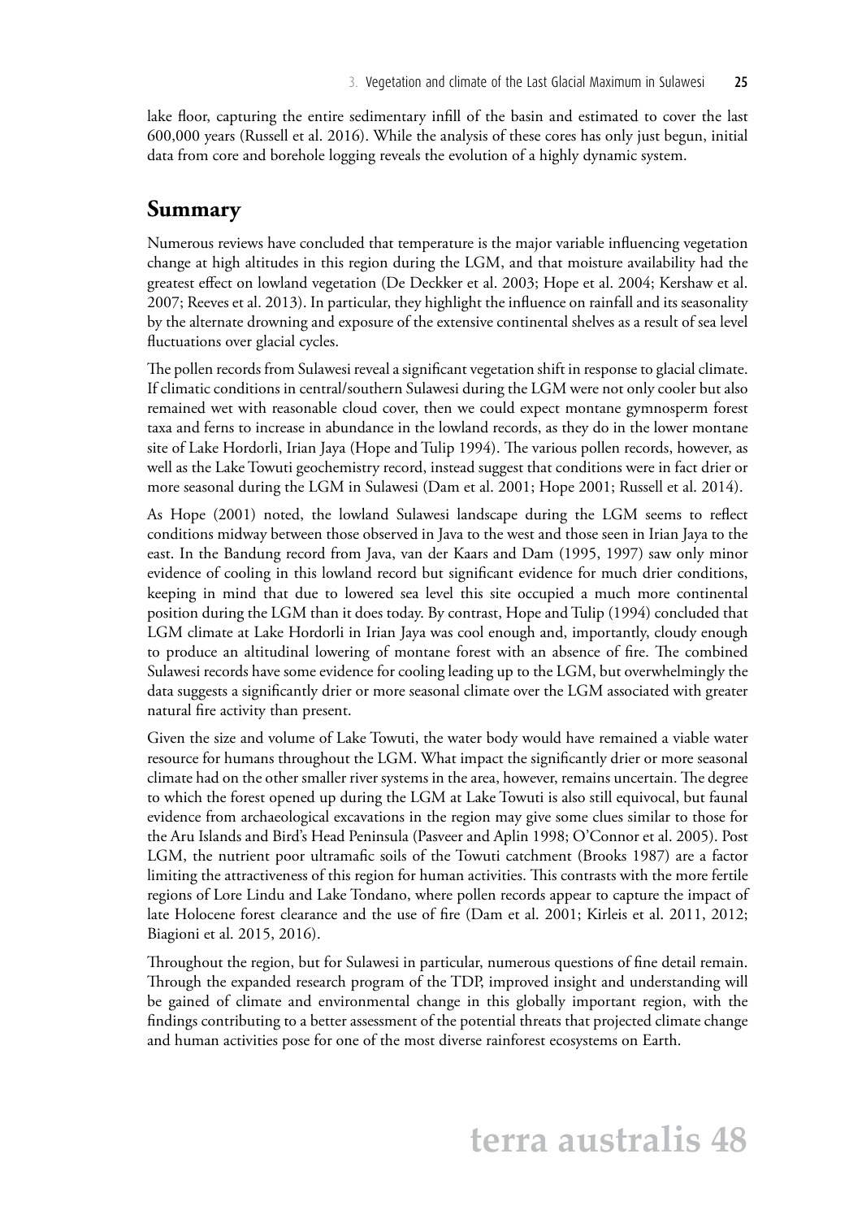lake floor, capturing the entire sedimentary infill of the basin and estimated to cover the last 600,000 years (Russell et al. 2016). While the analysis of these cores has only just begun, initial data from core and borehole logging reveals the evolution of a highly dynamic system.

## Summary

Numerous reviews have concluded that temperature is the major variable influencing vegetation change at high altitudes in this region during the LGM, and that moisture availability had the greatest effect on lowland vegetation (De Deckker et al. 2003; Hope et al. 2004; Kershaw et al. 2007; Reeves et al. 2013). In particular, they highlight the influence on rainfall and its seasonality by the alternate drowning and exposure of the extensive continental shelves as a result of sea level fluctuations over glacial cycles.

The pollen records from Sulawesi reveal a significant vegetation shift in response to glacial climate. If climatic conditions in central/southern Sulawesi during the LGM were not only cooler but also remained wet with reasonable cloud cover, then we could expect montane gymnosperm forest taxa and ferns to increase in abundance in the lowland records, as they do in the lower montane site of Lake Hordorli, Irian Jaya (Hope and Tulip 1994). The various pollen records, however, as well as the Lake Towuti geochemistry record, instead suggest that conditions were in fact drier or more seasonal during the LGM in Sulawesi (Dam et al. 2001; Hope 2001; Russell et al. 2014).

As Hope (2001) noted, the lowland Sulawesi landscape during the LGM seems to reflect conditions midway between those observed in Java to the west and those seen in Irian Jaya to the east. In the Bandung record from Java, van der Kaars and Dam (1995, 1997) saw only minor evidence of cooling in this lowland record but significant evidence for much drier conditions, keeping in mind that due to lowered sea level this site occupied a much more continental position during the LGM than it does today. By contrast, Hope and Tulip (1994) concluded that LGM climate at Lake Hordorli in Irian Jaya was cool enough and, importantly, cloudy enough to produce an altitudinal lowering of montane forest with an absence of fire. The combined Sulawesi records have some evidence for cooling leading up to the LGM, but overwhelmingly the data suggests a significantly drier or more seasonal climate over the LGM associated with greater natural fire activity than present.

Given the size and volume of Lake Towuti, the water body would have remained a viable water resource for humans throughout the LGM. What impact the significantly drier or more seasonal climate had on the other smaller river systems in the area, however, remains uncertain. The degree to which the forest opened up during the LGM at Lake Towuti is also still equivocal, but faunal evidence from archaeological excavations in the region may give some clues similar to those for the Aru Islands and Bird's Head Peninsula (Pasveer and Aplin 1998; O'Connor et al. 2005). Post LGM, the nutrient poor ultramafic soils of the Towuti catchment (Brooks 1987) are a factor limiting the attractiveness of this region for human activities. This contrasts with the more fertile regions of Lore Lindu and Lake Tondano, where pollen records appear to capture the impact of late Holocene forest clearance and the use of fire (Dam et al. 2001; Kirleis et al. 2011, 2012; Biagioni et al. 2015, 2016).

Throughout the region, but for Sulawesi in particular, numerous questions of fine detail remain. Through the expanded research program of the TDP, improved insight and understanding will be gained of climate and environmental change in this globally important region, with the findings contributing to a better assessment of the potential threats that projected climate change and human activities pose for one of the most diverse rainforest ecosystems on Earth.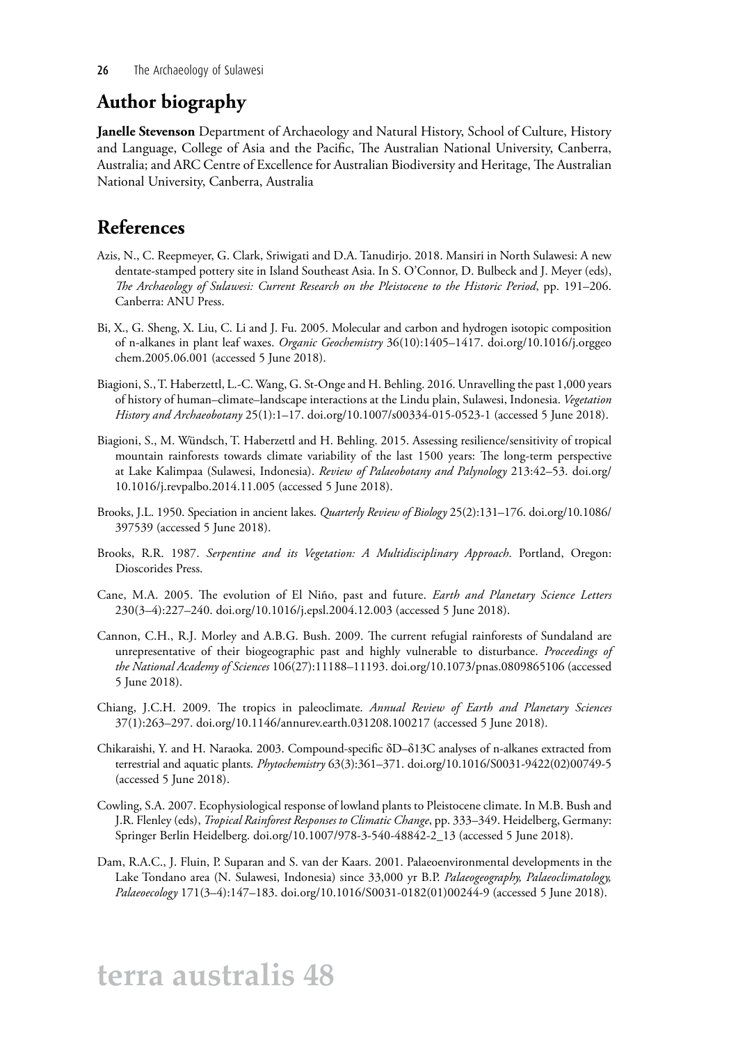## Author biography

**Janelle Stevenson** Department of Archaeology and Natural History, School of Culture, History and Language, College of Asia and the Pacific, The Australian National University, Canberra, Australia; and ARC Centre of Excellence for Australian Biodiversity and Heritage, The Australian National University, Canberra, Australia

## References

Azis, N., C. Reepmeyer, G. Clark, Sriwigati and D.A. Tanudirjo. 2018. Mansiri in North Sulawesi: A new dentate-stamped pottery site in Island Southeast Asia. In S. O'Connor, D. Bulbeck and J. Meyer (eds), *The Archaeology of Sulawesi: Current Research on the Pleistocene to the Historic Period*, pp. 191–206. Canberra: ANU Press.

Bi, X., G. Sheng, X. Liu, C. Li and J. Fu. 2005. Molecular and carbon and hydrogen isotopic composition of n-alkanes in plant leaf waxes. *Organic Geochemistry* 36(10):1405–1417. doi.org/10.1016/j.orggeochem.2005.06.001 (accessed 5 June 2018).

Biagioni, S., T. Haberzettl, L.-C. Wang, G. St-Onge and H. Behling. 2016. Unravelling the past 1,000 years of history of human–climate–landscape interactions at the Lindu plain, Sulawesi, Indonesia. *Vegetation History and Archaeobotany* 25(1):1–17. doi.org/10.1007/s00334-015-0523-1 (accessed 5 June 2018).

Biagioni, S., M. Wündsch, T. Haberzettl and H. Behling. 2015. Assessing resilience/sensitivity of tropical mountain rainforests towards climate variability of the last 1500 years: The long-term perspective at Lake Kalimpaa (Sulawesi, Indonesia). *Review of Palaeobotany and Palynology* 213:42–53. doi.org/10.1016/j.revpalbo.2014.11.005 (accessed 5 June 2018).

Brooks, J.L. 1950. Speciation in ancient lakes. *Quarterly Review of Biology* 25(2):131–176. doi.org/10.1086/397539 (accessed 5 June 2018).

Brooks, R.R. 1987. *Serpentine and its Vegetation: A Multidisciplinary Approach*. Portland, Oregon: Dioscorides Press.

Cane, M.A. 2005. The evolution of El Niño, past and future. *Earth and Planetary Science Letters* 230(3–4):227–240. doi.org/10.1016/j.epsl.2004.12.003 (accessed 5 June 2018).

Cannon, C.H., R.J. Morley and A.B.G. Bush. 2009. The current refugial rainforests of Sundaland are unrepresentative of their biogeographic past and highly vulnerable to disturbance. *Proceedings of the National Academy of Sciences* 106(27):11188–11193. doi.org/10.1073/pnas.0809865106 (accessed 5 June 2018).

Chiang, J.C.H. 2009. The tropics in paleoclimate. *Annual Review of Earth and Planetary Sciences* 37(1):263–297. doi.org/10.1146/annurev.earth.031208.100217 (accessed 5 June 2018).

Chikaraishi, Y. and H. Naraoka. 2003. Compound-specific δD–δ13C analyses of n-alkanes extracted from terrestrial and aquatic plants. *Phytochemistry* 63(3):361–371. doi.org/10.1016/S0031-9422(02)00749-5 (accessed 5 June 2018).

Cowling, S.A. 2007. Ecophysiological response of lowland plants to Pleistocene climate. In M.B. Bush and J.R. Flenley (eds), *Tropical Rainforest Responses to Climatic Change*, pp. 333–349. Heidelberg, Germany: Springer Berlin Heidelberg. doi.org/10.1007/978-3-540-48842-2_13 (accessed 5 June 2018).

Dam, R.A.C., J. Fluin, P. Suparan and S. van der Kaars. 2001. Palaeoenvironmental developments in the Lake Tondano area (N. Sulawesi, Indonesia) since 33,000 yr B.P. *Palaeogeography, Palaeoclimatology, Palaeoecology* 171(3–4):147–183. doi.org/10.1016/S0031-0182(01)00244-9 (accessed 5 June 2018).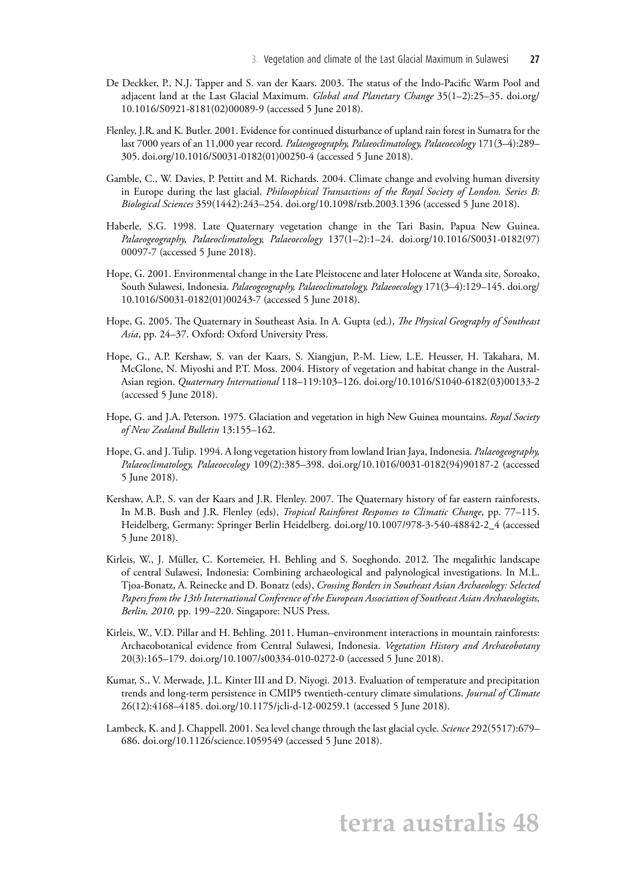De Deckker, P., N.J. Tapper and S. van der Kaars. 2003. The status of the Indo-Pacific Warm Pool and adjacent land at the Last Glacial Maximum. *Global and Planetary Change* 35(1–2):25–35. doi.org/10.1016/S0921-8181(02)00089-9 (accessed 5 June 2018).

Flenley, J.R. and K. Butler. 2001. Evidence for continued disturbance of upland rain forest in Sumatra for the last 7000 years of an 11,000 year record. *Palaeogeography, Palaeoclimatology, Palaeoecology* 171(3–4):289–305. doi.org/10.1016/S0031-0182(01)00250-4 (accessed 5 June 2018).

Gamble, C., W. Davies, P. Pettitt and M. Richards. 2004. Climate change and evolving human diversity in Europe during the last glacial. *Philosophical Transactions of the Royal Society of London. Series B: Biological Sciences* 359(1442):243–254. doi.org/10.1098/rstb.2003.1396 (accessed 5 June 2018).

Haberle, S.G. 1998. Late Quaternary vegetation change in the Tari Basin, Papua New Guinea. *Palaeogeography, Palaeoclimatology, Palaeoecology* 137(1–2):1–24. doi.org/10.1016/S0031-0182(97)00097-7 (accessed 5 June 2018).

Hope, G. 2001. Environmental change in the Late Pleistocene and later Holocene at Wanda site, Soroako, South Sulawesi, Indonesia. *Palaeogeography, Palaeoclimatology, Palaeoecology* 171(3–4):129–145. doi.org/10.1016/S0031-0182(01)00243-7 (accessed 5 June 2018).

Hope, G. 2005. The Quaternary in Southeast Asia. In A. Gupta (ed.), *The Physical Geography of Southeast Asia*, pp. 24–37. Oxford: Oxford University Press.

Hope, G., A.P. Kershaw, S. van der Kaars, S. Xiangjun, P.-M. Liew, L.E. Heusser, H. Takahara, M. McGlone, N. Miyoshi and P.T. Moss. 2004. History of vegetation and habitat change in the Austral-Asian region. *Quaternary International* 118–119:103–126. doi.org/10.1016/S1040-6182(03)00133-2 (accessed 5 June 2018).

Hope, G. and J.A. Peterson. 1975. Glaciation and vegetation in high New Guinea mountains. *Royal Society of New Zealand Bulletin* 13:155–162.

Hope, G. and J. Tulip. 1994. A long vegetation history from lowland Irian Jaya, Indonesia. *Palaeogeography, Palaeoclimatology, Palaeoecology* 109(2):385–398. doi.org/10.1016/0031-0182(94)90187-2 (accessed 5 June 2018).

Kershaw, A.P., S. van der Kaars and J.R. Flenley. 2007. The Quaternary history of far eastern rainforests. In M.B. Bush and J.R. Flenley (eds), *Tropical Rainforest Responses to Climatic Change*, pp. 77–115. Heidelberg, Germany: Springer Berlin Heidelberg. doi.org/10.1007/978-3-540-48842-2_4 (accessed 5 June 2018).

Kirleis, W., J. Müller, C. Kortemeier, H. Behling and S. Soeghondo. 2012. The megalithic landscape of central Sulawesi, Indonesia: Combining archaeological and palynological investigations. In M.L. Tjoa-Bonatz, A. Reinecke and D. Bonatz (eds), *Crossing Borders in Southeast Asian Archaeology: Selected Papers from the 13th International Conference of the European Association of Southeast Asian Archaeologists, Berlin, 2010,* pp. 199–220. Singapore: NUS Press.

Kirleis, W., V.D. Pillar and H. Behling. 2011. Human–environment interactions in mountain rainforests: Archaeobotanical evidence from Central Sulawesi, Indonesia. *Vegetation History and Archaeobotany* 20(3):165–179. doi.org/10.1007/s00334-010-0272-0 (accessed 5 June 2018).

Kumar, S., V. Merwade, J.L. Kinter III and D. Niyogi. 2013. Evaluation of temperature and precipitation trends and long-term persistence in CMIP5 twentieth-century climate simulations. *Journal of Climate* 26(12):4168–4185. doi.org/10.1175/jcli-d-12-00259.1 (accessed 5 June 2018).

Lambeck, K. and J. Chappell. 2001. Sea level change through the last glacial cycle. *Science* 292(5517):679–686. doi.org/10.1126/science.1059549 (accessed 5 June 2018).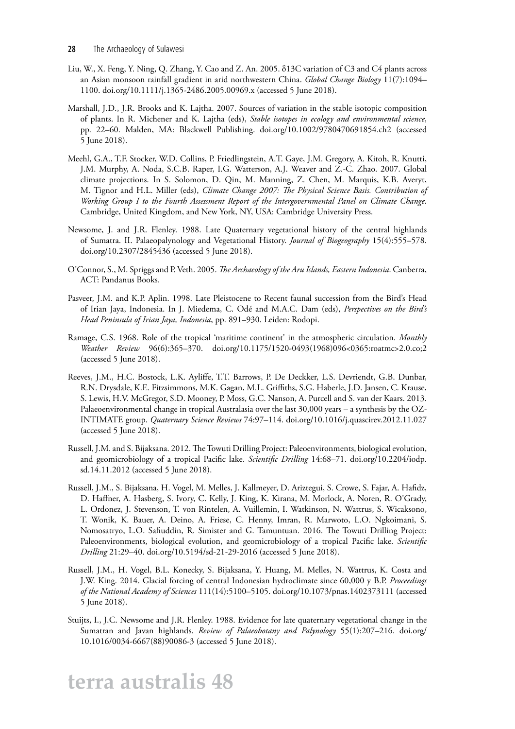Liu, W., X. Feng, Y. Ning, Q. Zhang, Y. Cao and Z. An. 2005. δ13C variation of C3 and C4 plants across an Asian monsoon rainfall gradient in arid northwestern China. *Global Change Biology* 11(7):1094–1100. doi.org/10.1111/j.1365-2486.2005.00969.x (accessed 5 June 2018).

Marshall, J.D., J.R. Brooks and K. Lajtha. 2007. Sources of variation in the stable isotopic composition of plants. In R. Michener and K. Lajtha (eds), *Stable isotopes in ecology and environmental science*, pp. 22–60. Malden, MA: Blackwell Publishing. doi.org/10.1002/9780470691854.ch2 (accessed 5 June 2018).

Meehl, G.A., T.F. Stocker, W.D. Collins, P. Friedlingstein, A.T. Gaye, J.M. Gregory, A. Kitoh, R. Knutti, J.M. Murphy, A. Noda, S.C.B. Raper, I.G. Watterson, A.J. Weaver and Z.-C. Zhao. 2007. Global climate projections. In S. Solomon, D. Qin, M. Manning, Z. Chen, M. Marquis, K.B. Averyt, M. Tignor and H.L. Miller (eds), *Climate Change 2007: The Physical Science Basis. Contribution of Working Group I to the Fourth Assessment Report of the Intergovernmental Panel on Climate Change*. Cambridge, United Kingdom, and New York, NY, USA: Cambridge University Press.

Newsome, J. and J.R. Flenley. 1988. Late Quaternary vegetational history of the central highlands of Sumatra. II. Palaeopalynology and Vegetational History. *Journal of Biogeography* 15(4):555–578. doi.org/10.2307/2845436 (accessed 5 June 2018).

O'Connor, S., M. Spriggs and P. Veth. 2005. *The Archaeology of the Aru Islands, Eastern Indonesia*. Canberra, ACT: Pandanus Books.

Pasveer, J.M. and K.P. Aplin. 1998. Late Pleistocene to Recent faunal succession from the Bird's Head of Irian Jaya, Indonesia. In J. Miedema, C. Odé and M.A.C. Dam (eds), *Perspectives on the Bird's Head Peninsula of Irian Jaya, Indonesia*, pp. 891–930. Leiden: Rodopi.

Ramage, C.S. 1968. Role of the tropical 'maritime continent' in the atmospheric circulation. *Monthly Weather Review* 96(6):365–370. doi.org/10.1175/1520-0493(1968)096<0365:roatmc>2.0.co;2 (accessed 5 June 2018).

Reeves, J.M., H.C. Bostock, L.K. Ayliffe, T.T. Barrows, P. De Deckker, L.S. Devriendt, G.B. Dunbar, R.N. Drysdale, K.E. Fitzsimmons, M.K. Gagan, M.L. Griffiths, S.G. Haberle, J.D. Jansen, C. Krause, S. Lewis, H.V. McGregor, S.D. Mooney, P. Moss, G.C. Nanson, A. Purcell and S. van der Kaars. 2013. Palaeoenvironmental change in tropical Australasia over the last 30,000 years – a synthesis by the OZ-INTIMATE group. *Quaternary Science Reviews* 74:97–114. doi.org/10.1016/j.quascirev.2012.11.027 (accessed 5 June 2018).

Russell, J.M. and S. Bijaksana. 2012. The Towuti Drilling Project: Paleoenvironments, biological evolution, and geomicrobiology of a tropical Pacific lake. *Scientific Drilling* 14:68–71. doi.org/10.2204/iodp.sd.14.11.2012 (accessed 5 June 2018).

Russell, J.M., S. Bijaksana, H. Vogel, M. Melles, J. Kallmeyer, D. Ariztegui, S. Crowe, S. Fajar, A. Hafidz, D. Haffner, A. Hasberg, S. Ivory, C. Kelly, J. King, K. Kirana, M. Morlock, A. Noren, R. O'Grady, L. Ordonez, J. Stevenson, T. von Rintelen, A. Vuillemin, I. Watkinson, N. Wattrus, S. Wicaksono, T. Wonik, K. Bauer, A. Deino, A. Friese, C. Henny, Imran, R. Marwoto, L.O. Ngkoimani, S. Nomosatryo, L.O. Safiuddin, R. Simister and G. Tamuntuan. 2016. The Towuti Drilling Project: Paleoenvironments, biological evolution, and geomicrobiology of a tropical Pacific lake. *Scientific Drilling* 21:29–40. doi.org/10.5194/sd-21-29-2016 (accessed 5 June 2018).

Russell, J.M., H. Vogel, B.L. Konecky, S. Bijaksana, Y. Huang, M. Melles, N. Wattrus, K. Costa and J.W. King. 2014. Glacial forcing of central Indonesian hydroclimate since 60,000 y B.P. *Proceedings of the National Academy of Sciences* 111(14):5100–5105. doi.org/10.1073/pnas.1402373111 (accessed 5 June 2018).

Stuijts, I., J.C. Newsome and J.R. Flenley. 1988. Evidence for late quaternary vegetational change in the Sumatran and Javan highlands. *Review of Palaeobotany and Palynology* 55(1):207–216. doi.org/10.1016/0034-6667(88)90086-3 (accessed 5 June 2018).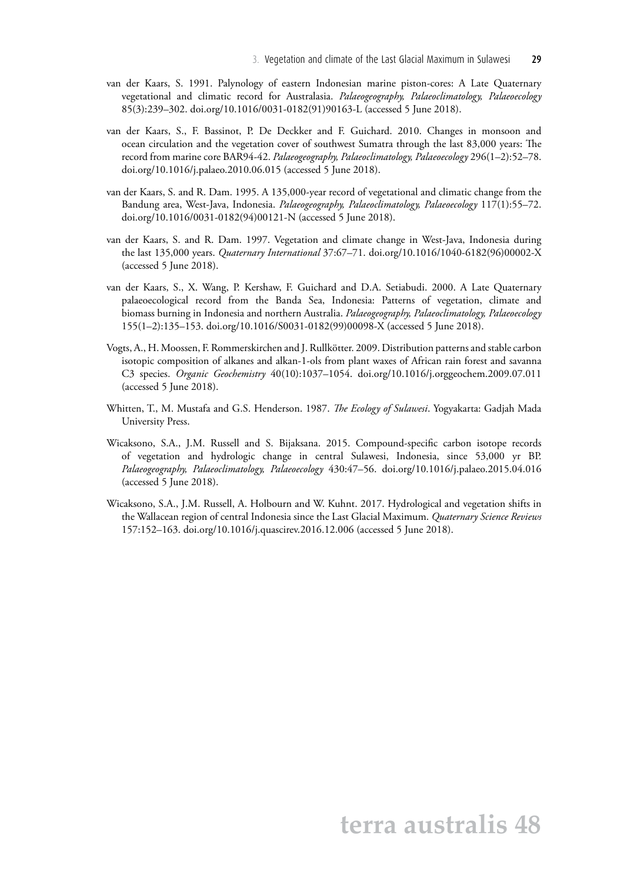van der Kaars, S. 1991. Palynology of eastern Indonesian marine piston-cores: A Late Quaternary vegetational and climatic record for Australasia. *Palaeogeography, Palaeoclimatology, Palaeoecology* 85(3):239–302. doi.org/10.1016/0031-0182(91)90163-L (accessed 5 June 2018).

van der Kaars, S., F. Bassinot, P. De Deckker and F. Guichard. 2010. Changes in monsoon and ocean circulation and the vegetation cover of southwest Sumatra through the last 83,000 years: The record from marine core BAR94-42. *Palaeogeography, Palaeoclimatology, Palaeoecology* 296(1–2):52–78. doi.org/10.1016/j.palaeo.2010.06.015 (accessed 5 June 2018).

van der Kaars, S. and R. Dam. 1995. A 135,000-year record of vegetational and climatic change from the Bandung area, West-Java, Indonesia. *Palaeogeography, Palaeoclimatology, Palaeoecology* 117(1):55–72. doi.org/10.1016/0031-0182(94)00121-N (accessed 5 June 2018).

van der Kaars, S. and R. Dam. 1997. Vegetation and climate change in West-Java, Indonesia during the last 135,000 years. *Quaternary International* 37:67–71. doi.org/10.1016/1040-6182(96)00002-X (accessed 5 June 2018).

van der Kaars, S., X. Wang, P. Kershaw, F. Guichard and D.A. Setiabudi. 2000. A Late Quaternary palaeoecological record from the Banda Sea, Indonesia: Patterns of vegetation, climate and biomass burning in Indonesia and northern Australia. *Palaeogeography, Palaeoclimatology, Palaeoecology* 155(1–2):135–153. doi.org/10.1016/S0031-0182(99)00098-X (accessed 5 June 2018).

Vogts, A., H. Moossen, F. Rommerskirchen and J. Rullkötter. 2009. Distribution patterns and stable carbon isotopic composition of alkanes and alkan-1-ols from plant waxes of African rain forest and savanna C3 species. *Organic Geochemistry* 40(10):1037–1054. doi.org/10.1016/j.orggeochem.2009.07.011 (accessed 5 June 2018).

Whitten, T., M. Mustafa and G.S. Henderson. 1987. *The Ecology of Sulawesi*. Yogyakarta: Gadjah Mada University Press.

Wicaksono, S.A., J.M. Russell and S. Bijaksana. 2015. Compound-specific carbon isotope records of vegetation and hydrologic change in central Sulawesi, Indonesia, since 53,000 yr BP. *Palaeogeography, Palaeoclimatology, Palaeoecology* 430:47–56. doi.org/10.1016/j.palaeo.2015.04.016 (accessed 5 June 2018).

Wicaksono, S.A., J.M. Russell, A. Holbourn and W. Kuhnt. 2017. Hydrological and vegetation shifts in the Wallacean region of central Indonesia since the Last Glacial Maximum. *Quaternary Science Reviews* 157:152–163. doi.org/10.1016/j.quascirev.2016.12.006 (accessed 5 June 2018).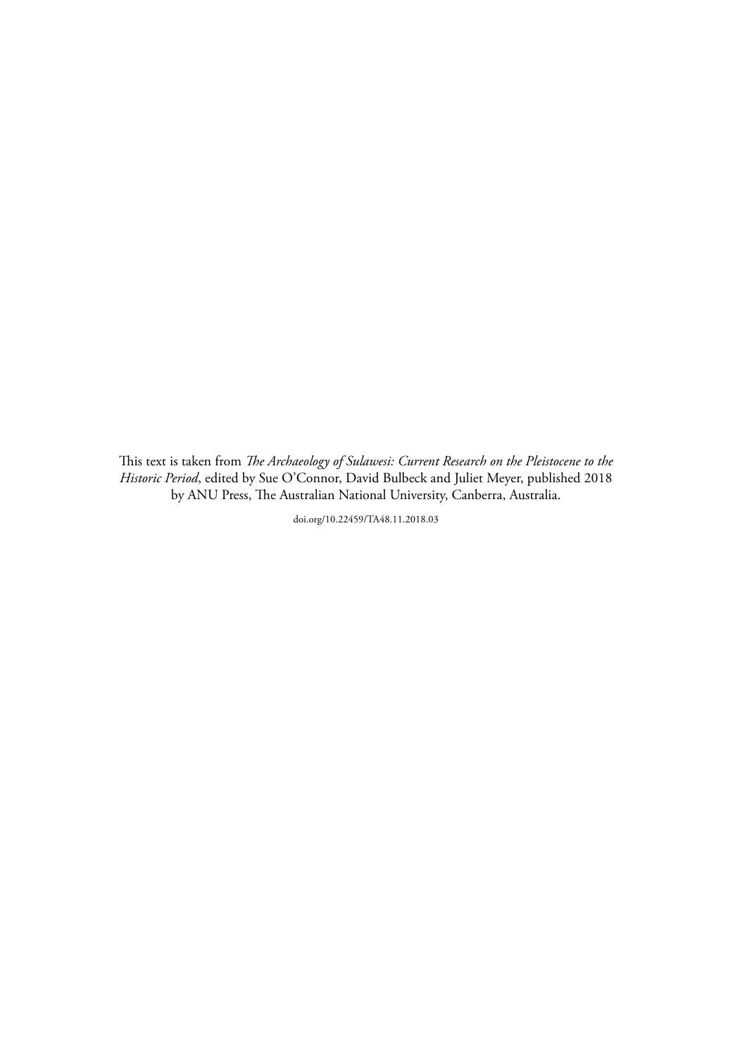This text is taken from *The Archaeology of Sulawesi: Current Research on the Pleistocene to the Historic Period*, edited by Sue O'Connor, David Bulbeck and Juliet Meyer, published 2018 by ANU Press, The Australian National University, Canberra, Australia.

doi.org/10.22459/TA48.11.2018.03